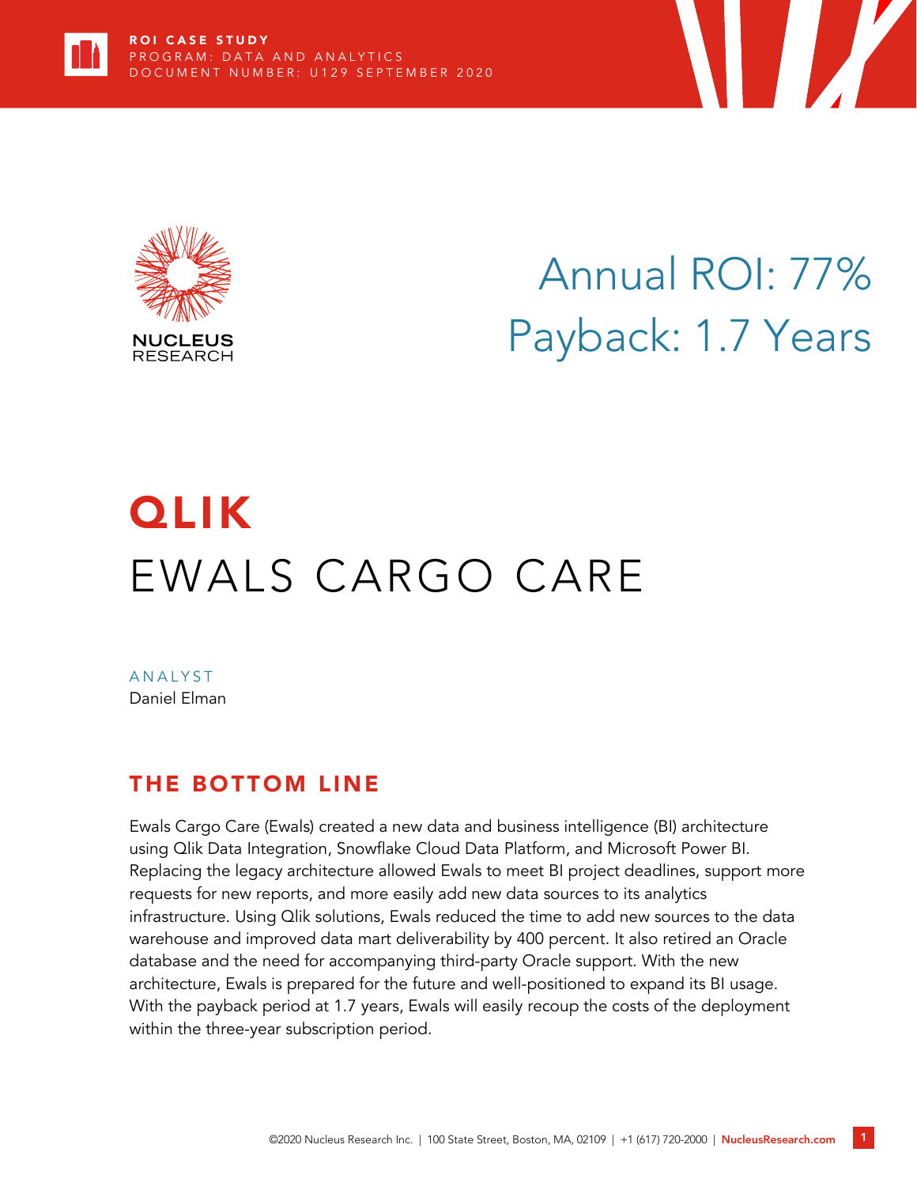ROI CASE STUDY
PROGRAM: DATA AND ANALYTICS
DOCUMENT NUMBER: U129 SEPTEMBER 2020

NUCLEUS RESEARCH

# Annual ROI: 77%
# Payback: 1.7 Years

# QLIK
# EWALS CARGO CARE

ANALYST
Daniel Elman

## THE BOTTOM LINE

Ewals Cargo Care (Ewals) created a new data and business intelligence (BI) architecture using Qlik Data Integration, Snowflake Cloud Data Platform, and Microsoft Power BI. Replacing the legacy architecture allowed Ewals to meet BI project deadlines, support more requests for new reports, and more easily add new data sources to its analytics infrastructure. Using Qlik solutions, Ewals reduced the time to add new sources to the data warehouse and improved data mart deliverability by 400 percent. It also retired an Oracle database and the need for accompanying third-party Oracle support. With the new architecture, Ewals is prepared for the future and well-positioned to expand its BI usage. With the payback period at 1.7 years, Ewals will easily recoup the costs of the deployment within the three-year subscription period.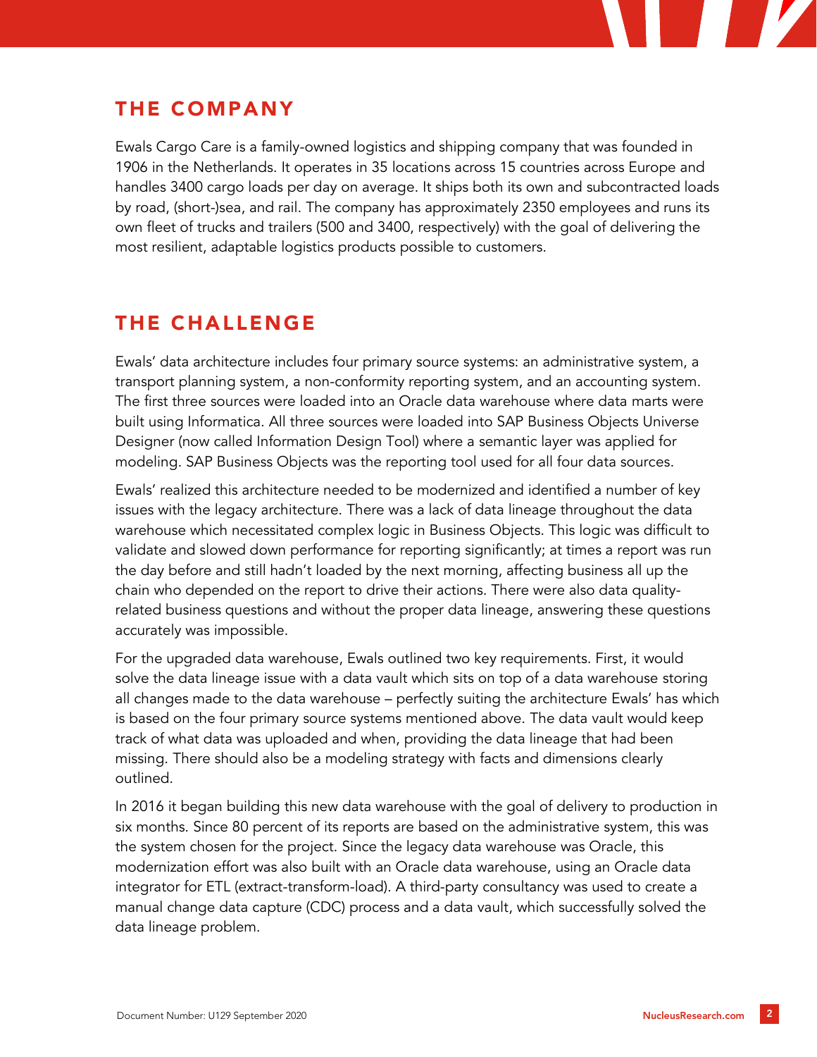## THE COMPANY

Ewals Cargo Care is a family-owned logistics and shipping company that was founded in 1906 in the Netherlands. It operates in 35 locations across 15 countries across Europe and handles 3400 cargo loads per day on average. It ships both its own and subcontracted loads by road, (short-)sea, and rail. The company has approximately 2350 employees and runs its own fleet of trucks and trailers (500 and 3400, respectively) with the goal of delivering the most resilient, adaptable logistics products possible to customers.

## THE CHALLENGE

Ewals' data architecture includes four primary source systems: an administrative system, a transport planning system, a non-conformity reporting system, and an accounting system. The first three sources were loaded into an Oracle data warehouse where data marts were built using Informatica. All three sources were loaded into SAP Business Objects Universe Designer (now called Information Design Tool) where a semantic layer was applied for modeling. SAP Business Objects was the reporting tool used for all four data sources.

Ewals' realized this architecture needed to be modernized and identified a number of key issues with the legacy architecture. There was a lack of data lineage throughout the data warehouse which necessitated complex logic in Business Objects. This logic was difficult to validate and slowed down performance for reporting significantly; at times a report was run the day before and still hadn't loaded by the next morning, affecting business all up the chain who depended on the report to drive their actions. There were also data quality-related business questions and without the proper data lineage, answering these questions accurately was impossible.

For the upgraded data warehouse, Ewals outlined two key requirements. First, it would solve the data lineage issue with a data vault which sits on top of a data warehouse storing all changes made to the data warehouse – perfectly suiting the architecture Ewals' has which is based on the four primary source systems mentioned above. The data vault would keep track of what data was uploaded and when, providing the data lineage that had been missing. There should also be a modeling strategy with facts and dimensions clearly outlined.

In 2016 it began building this new data warehouse with the goal of delivery to production in six months. Since 80 percent of its reports are based on the administrative system, this was the system chosen for the project. Since the legacy data warehouse was Oracle, this modernization effort was also built with an Oracle data warehouse, using an Oracle data integrator for ETL (extract-transform-load). A third-party consultancy was used to create a manual change data capture (CDC) process and a data vault, which successfully solved the data lineage problem.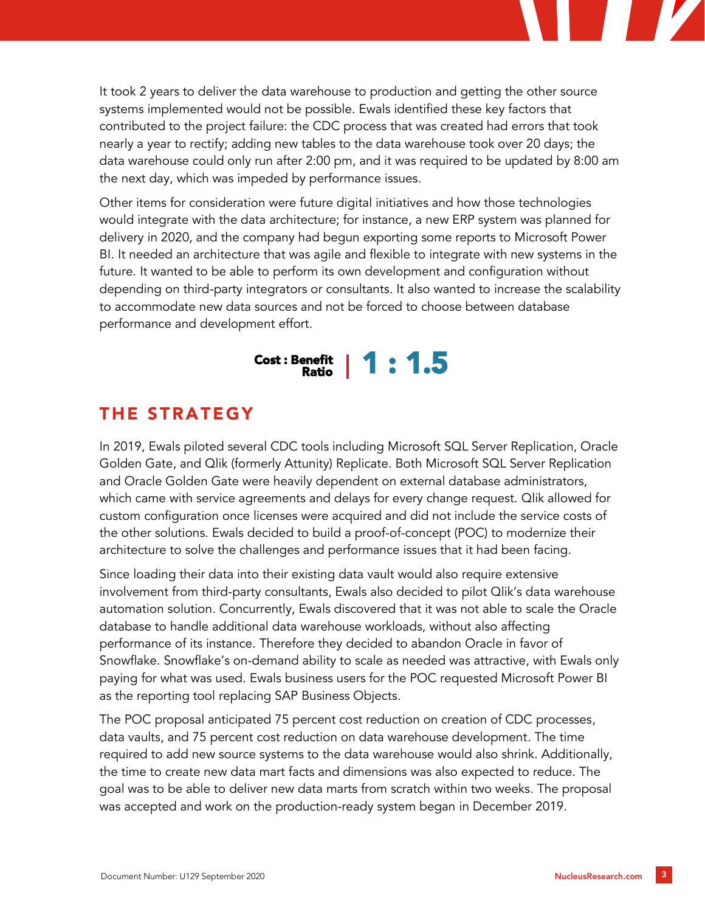It took 2 years to deliver the data warehouse to production and getting the other source systems implemented would not be possible. Ewals identified these key factors that contributed to the project failure: the CDC process that was created had errors that took nearly a year to rectify; adding new tables to the data warehouse took over 20 days; the data warehouse could only run after 2:00 pm, and it was required to be updated by 8:00 am the next day, which was impeded by performance issues.

Other items for consideration were future digital initiatives and how those technologies would integrate with the data architecture; for instance, a new ERP system was planned for delivery in 2020, and the company had begun exporting some reports to Microsoft Power BI. It needed an architecture that was agile and flexible to integrate with new systems in the future. It wanted to be able to perform its own development and configuration without depending on third-party integrators or consultants. It also wanted to increase the scalability to accommodate new data sources and not be forced to choose between database performance and development effort.

**Cost : Benefit Ratio | 1 : 1.5**

## THE STRATEGY

In 2019, Ewals piloted several CDC tools including Microsoft SQL Server Replication, Oracle Golden Gate, and Qlik (formerly Attunity) Replicate. Both Microsoft SQL Server Replication and Oracle Golden Gate were heavily dependent on external database administrators, which came with service agreements and delays for every change request. Qlik allowed for custom configuration once licenses were acquired and did not include the service costs of the other solutions. Ewals decided to build a proof-of-concept (POC) to modernize their architecture to solve the challenges and performance issues that it had been facing.

Since loading their data into their existing data vault would also require extensive involvement from third-party consultants, Ewals also decided to pilot Qlik's data warehouse automation solution. Concurrently, Ewals discovered that it was not able to scale the Oracle database to handle additional data warehouse workloads, without also affecting performance of its instance. Therefore they decided to abandon Oracle in favor of Snowflake. Snowflake's on-demand ability to scale as needed was attractive, with Ewals only paying for what was used. Ewals business users for the POC requested Microsoft Power BI as the reporting tool replacing SAP Business Objects.

The POC proposal anticipated 75 percent cost reduction on creation of CDC processes, data vaults, and 75 percent cost reduction on data warehouse development. The time required to add new source systems to the data warehouse would also shrink. Additionally, the time to create new data mart facts and dimensions was also expected to reduce. The goal was to be able to deliver new data marts from scratch within two weeks. The proposal was accepted and work on the production-ready system began in December 2019.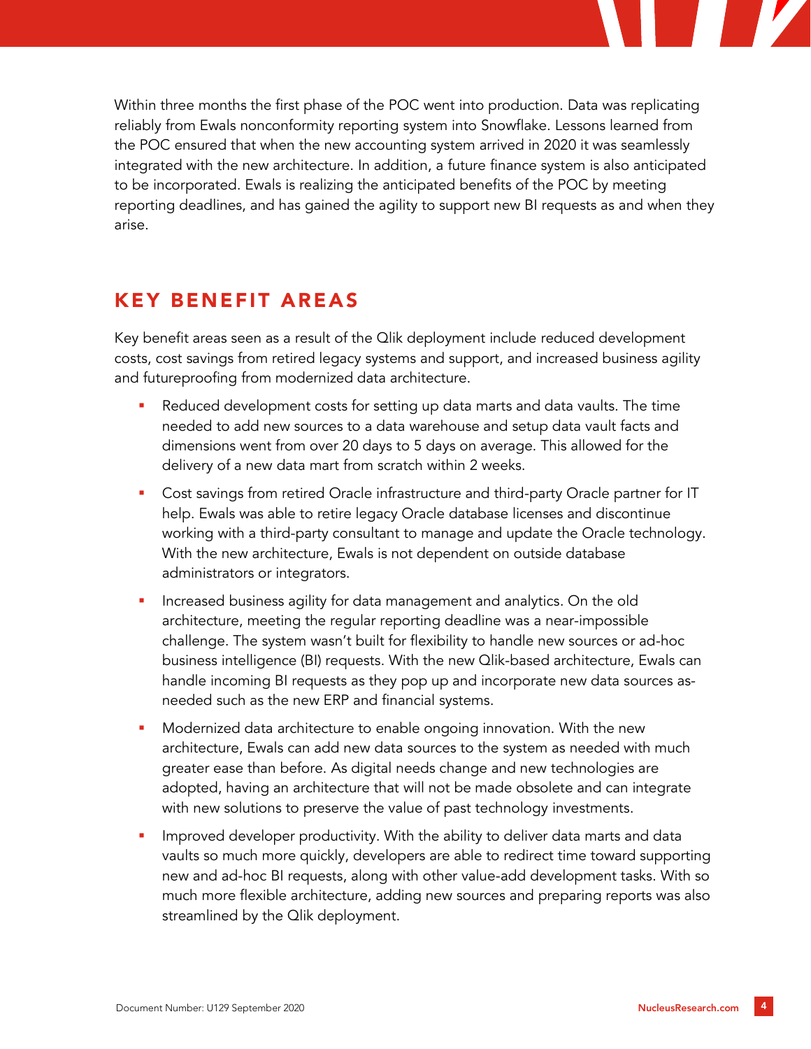Within three months the first phase of the POC went into production. Data was replicating reliably from Ewals nonconformity reporting system into Snowflake. Lessons learned from the POC ensured that when the new accounting system arrived in 2020 it was seamlessly integrated with the new architecture. In addition, a future finance system is also anticipated to be incorporated. Ewals is realizing the anticipated benefits of the POC by meeting reporting deadlines, and has gained the agility to support new BI requests as and when they arise.

## KEY BENEFIT AREAS

Key benefit areas seen as a result of the Qlik deployment include reduced development costs, cost savings from retired legacy systems and support, and increased business agility and futureproofing from modernized data architecture.

- Reduced development costs for setting up data marts and data vaults. The time needed to add new sources to a data warehouse and setup data vault facts and dimensions went from over 20 days to 5 days on average. This allowed for the delivery of a new data mart from scratch within 2 weeks.
- Cost savings from retired Oracle infrastructure and third-party Oracle partner for IT help. Ewals was able to retire legacy Oracle database licenses and discontinue working with a third-party consultant to manage and update the Oracle technology. With the new architecture, Ewals is not dependent on outside database administrators or integrators.
- Increased business agility for data management and analytics. On the old architecture, meeting the regular reporting deadline was a near-impossible challenge. The system wasn't built for flexibility to handle new sources or ad-hoc business intelligence (BI) requests. With the new Qlik-based architecture, Ewals can handle incoming BI requests as they pop up and incorporate new data sources as-needed such as the new ERP and financial systems.
- Modernized data architecture to enable ongoing innovation. With the new architecture, Ewals can add new data sources to the system as needed with much greater ease than before. As digital needs change and new technologies are adopted, having an architecture that will not be made obsolete and can integrate with new solutions to preserve the value of past technology investments.
- Improved developer productivity. With the ability to deliver data marts and data vaults so much more quickly, developers are able to redirect time toward supporting new and ad-hoc BI requests, along with other value-add development tasks. With so much more flexible architecture, adding new sources and preparing reports was also streamlined by the Qlik deployment.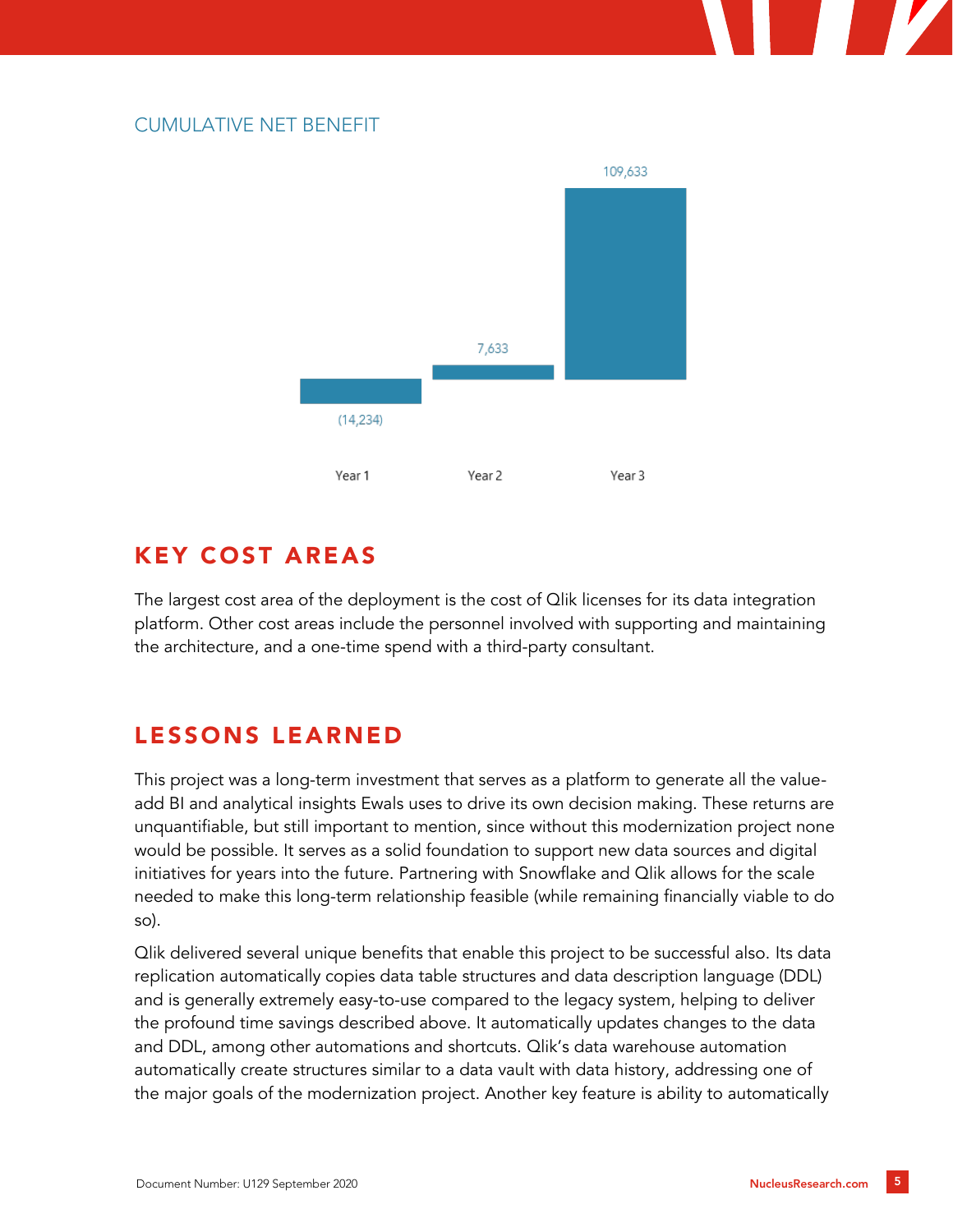CUMULATIVE NET BENEFIT

| Year 1 | Year 2 | Year 3 |
|---|---|---|
| (14,234) | 7,633 | 109,633 |

## KEY COST AREAS

The largest cost area of the deployment is the cost of Qlik licenses for its data integration platform. Other cost areas include the personnel involved with supporting and maintaining the architecture, and a one-time spend with a third-party consultant.

## LESSONS LEARNED

This project was a long-term investment that serves as a platform to generate all the value-add BI and analytical insights Ewals uses to drive its own decision making. These returns are unquantifiable, but still important to mention, since without this modernization project none would be possible. It serves as a solid foundation to support new data sources and digital initiatives for years into the future. Partnering with Snowflake and Qlik allows for the scale needed to make this long-term relationship feasible (while remaining financially viable to do so).

Qlik delivered several unique benefits that enable this project to be successful also. Its data replication automatically copies data table structures and data description language (DDL) and is generally extremely easy-to-use compared to the legacy system, helping to deliver the profound time savings described above. It automatically updates changes to the data and DDL, among other automations and shortcuts. Qlik's data warehouse automation automatically create structures similar to a data vault with data history, addressing one of the major goals of the modernization project. Another key feature is ability to automatically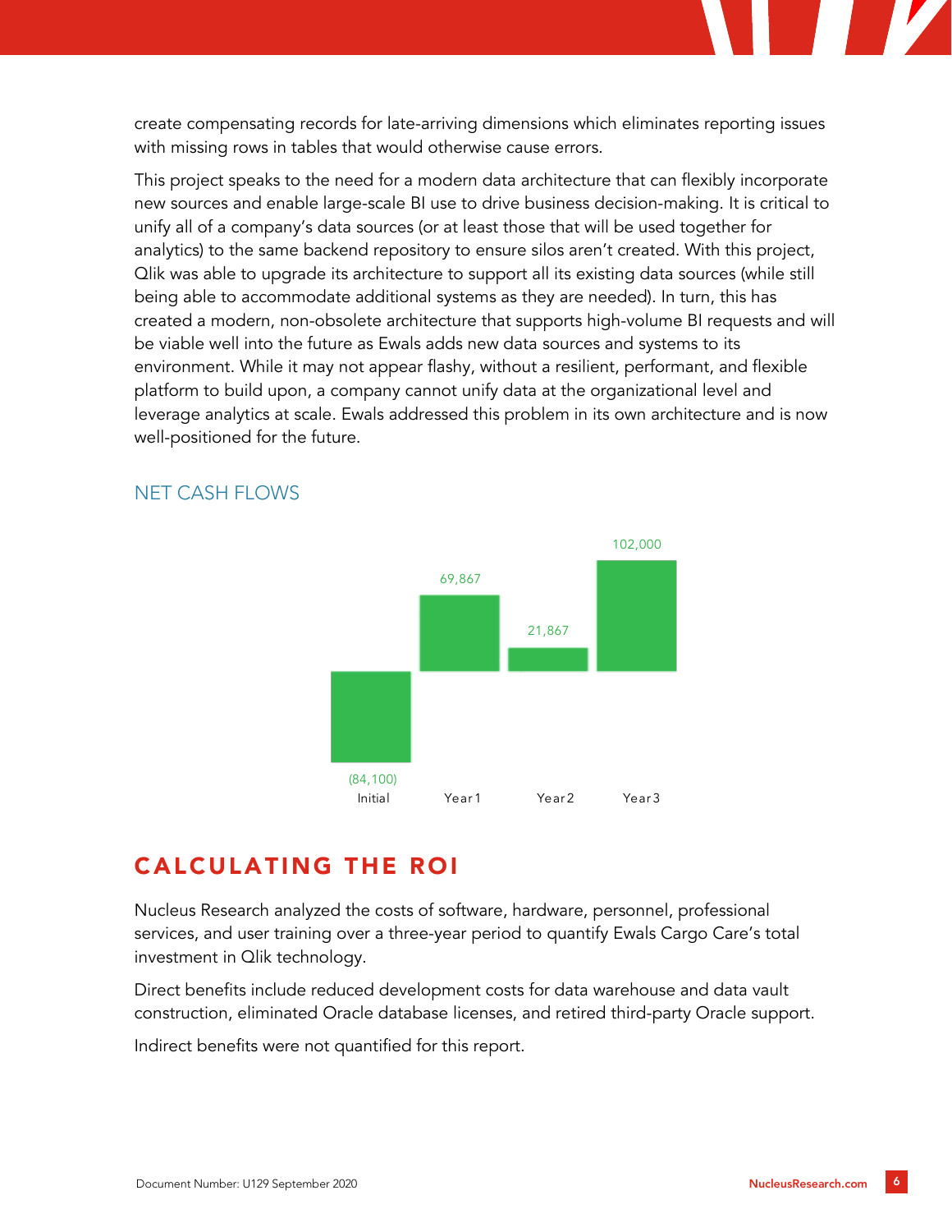create compensating records for late-arriving dimensions which eliminates reporting issues with missing rows in tables that would otherwise cause errors.

This project speaks to the need for a modern data architecture that can flexibly incorporate new sources and enable large-scale BI use to drive business decision-making. It is critical to unify all of a company's data sources (or at least those that will be used together for analytics) to the same backend repository to ensure silos aren't created. With this project, Qlik was able to upgrade its architecture to support all its existing data sources (while still being able to accommodate additional systems as they are needed). In turn, this has created a modern, non-obsolete architecture that supports high-volume BI requests and will be viable well into the future as Ewals adds new data sources and systems to its environment. While it may not appear flashy, without a resilient, performant, and flexible platform to build upon, a company cannot unify data at the organizational level and leverage analytics at scale. Ewals addressed this problem in its own architecture and is now well-positioned for the future.

### NET CASH FLOWS

| Initial | Year 1 | Year 2 | Year 3 |
|---|---|---|---|
| (84,100) | 69,867 | 21,867 | 102,000 |

## CALCULATING THE ROI

Nucleus Research analyzed the costs of software, hardware, personnel, professional services, and user training over a three-year period to quantify Ewals Cargo Care's total investment in Qlik technology.

Direct benefits include reduced development costs for data warehouse and data vault construction, eliminated Oracle database licenses, and retired third-party Oracle support.

Indirect benefits were not quantified for this report.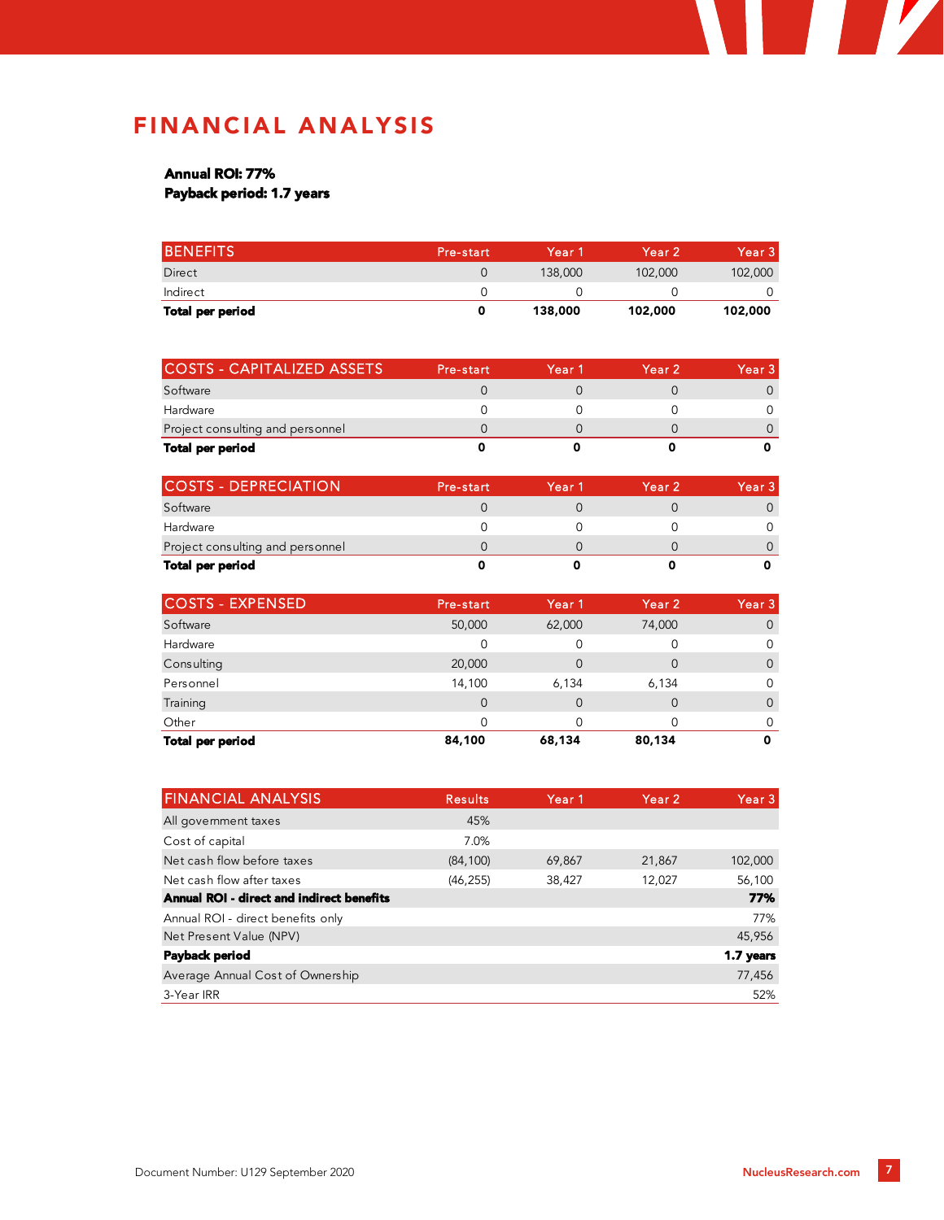# FINANCIAL ANALYSIS

**Annual ROI: 77%**
**Payback period: 1.7 years**

| BENEFITS | Pre-start | Year 1 | Year 2 | Year 3 |
|---|---|---|---|---|
| Direct | 0 | 138,000 | 102,000 | 102,000 |
| Indirect | 0 | 0 | 0 | 0 |
| **Total per period** | **0** | **138,000** | **102,000** | **102,000** |

| COSTS - CAPITALIZED ASSETS | Pre-start | Year 1 | Year 2 | Year 3 |
|---|---|---|---|---|
| Software | 0 | 0 | 0 | 0 |
| Hardware | 0 | 0 | 0 | 0 |
| Project consulting and personnel | 0 | 0 | 0 | 0 |
| **Total per period** | **0** | **0** | **0** | **0** |

| COSTS - DEPRECIATION | Pre-start | Year 1 | Year 2 | Year 3 |
|---|---|---|---|---|
| Software | 0 | 0 | 0 | 0 |
| Hardware | 0 | 0 | 0 | 0 |
| Project consulting and personnel | 0 | 0 | 0 | 0 |
| **Total per period** | **0** | **0** | **0** | **0** |

| COSTS - EXPENSED | Pre-start | Year 1 | Year 2 | Year 3 |
|---|---|---|---|---|
| Software | 50,000 | 62,000 | 74,000 | 0 |
| Hardware | 0 | 0 | 0 | 0 |
| Consulting | 20,000 | 0 | 0 | 0 |
| Personnel | 14,100 | 6,134 | 6,134 | 0 |
| Training | 0 | 0 | 0 | 0 |
| Other | 0 | 0 | 0 | 0 |
| **Total per period** | **84,100** | **68,134** | **80,134** | **0** |

| FINANCIAL ANALYSIS | Results | Year 1 | Year 2 | Year 3 |
|---|---|---|---|---|
| All government taxes | 45% | | | |
| Cost of capital | 7.0% | | | |
| Net cash flow before taxes | (84,100) | 69,867 | 21,867 | 102,000 |
| Net cash flow after taxes | (46,255) | 38,427 | 12,027 | 56,100 |
| **Annual ROI - direct and indirect benefits** | | | | **77%** |
| Annual ROI - direct benefits only | | | | 77% |
| Net Present Value (NPV) | | | | 45,956 |
| **Payback period** | | | | **1.7 years** |
| Average Annual Cost of Ownership | | | | 77,456 |
| 3-Year IRR | | | | 52% |

Document Number: U129 September 2020